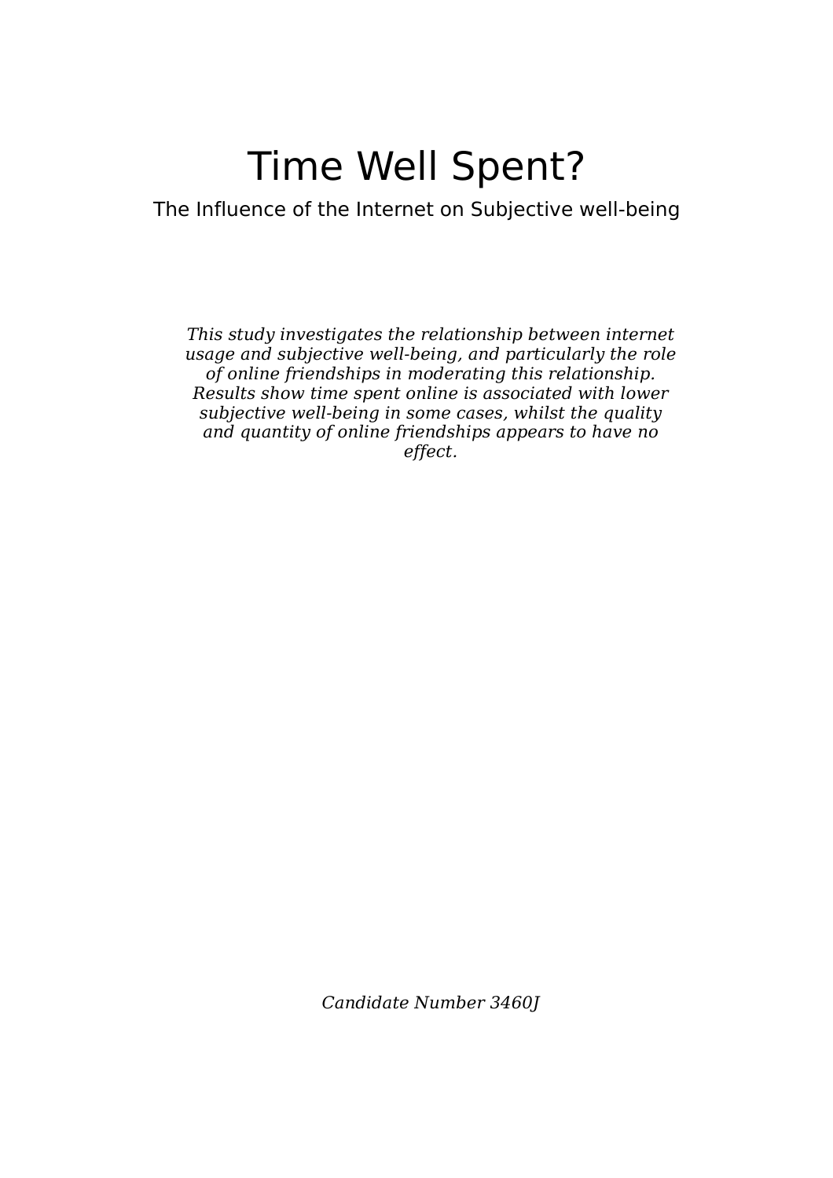# Time Well Spent?

## The Influence of the Internet on Subjective well-being

*This study investigates the relationship between internet usage and subjective well-being, and particularly the role of online friendships in moderating this relationship. Results show time spent online is associated with lower subjective well-being in some cases, whilst the quality and quantity of online friendships appears to have no effect.*

*Candidate Number 3460J*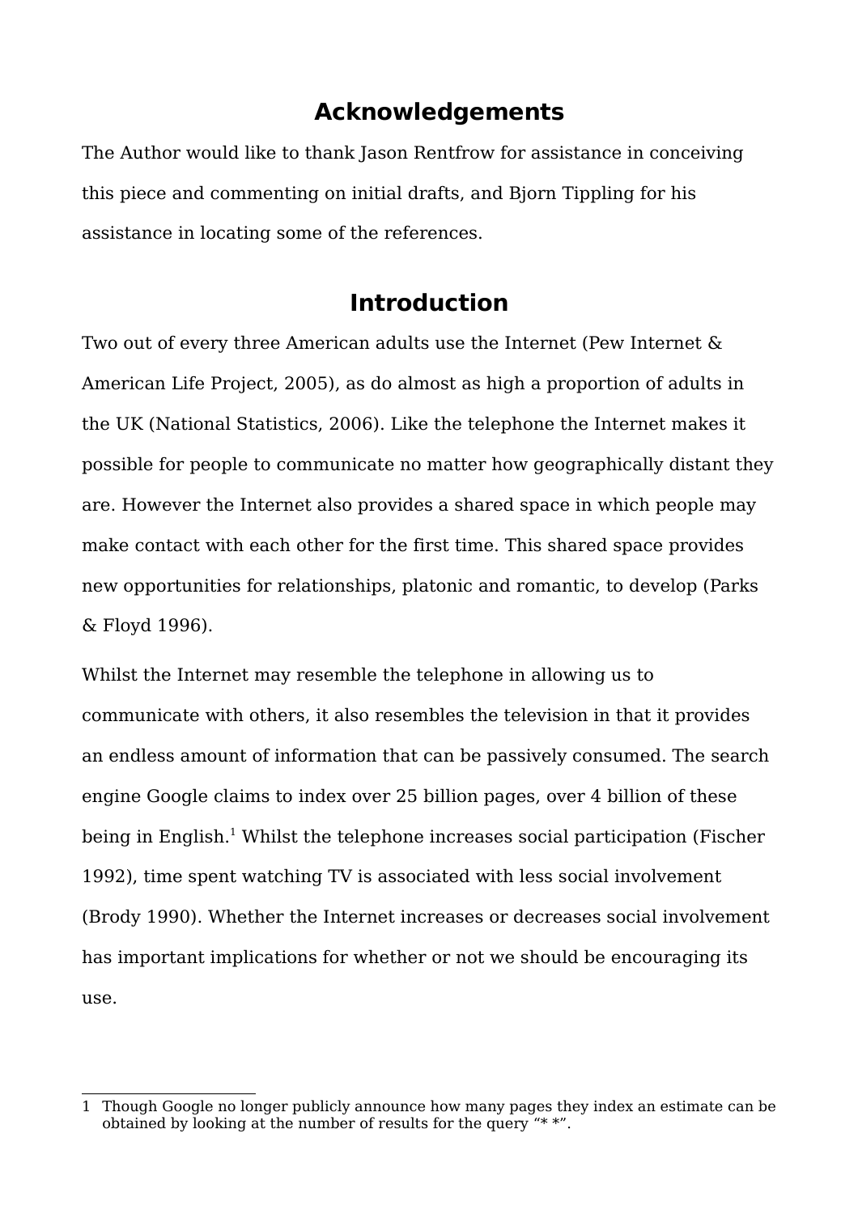## Acknowledgements

The Author would like to thank Jason Rentfrow for assistance in conceiving this piece and commenting on initial drafts, and Bjorn Tippling for his assistance in locating some of the references.

## Introduction

Two out of every three American adults use the Internet (Pew Internet & American Life Project, 2005), as do almost as high a proportion of adults in the UK (National Statistics, 2006). Like the telephone the Internet makes it possible for people to communicate no matter how geographically distant they are. However the Internet also provides a shared space in which people may make contact with each other for the first time. This shared space provides new opportunities for relationships, platonic and romantic, to develop (Parks & Floyd 1996).

Whilst the Internet may resemble the telephone in allowing us to communicate with others, it also resembles the television in that it provides an endless amount of information that can be passively consumed. The search engine Google claims to index over 25 billion pages, over 4 billion of these being in English.[1] Whilst the telephone increases social participation (Fischer 1992), time spent watching TV is associated with less social involvement (Brody 1990). Whether the Internet increases or decreases social involvement has important implications for whether or not we should be encouraging its use.

---

1 Though Google no longer publicly announce how many pages they index an estimate can be obtained by looking at the number of results for the query "* *".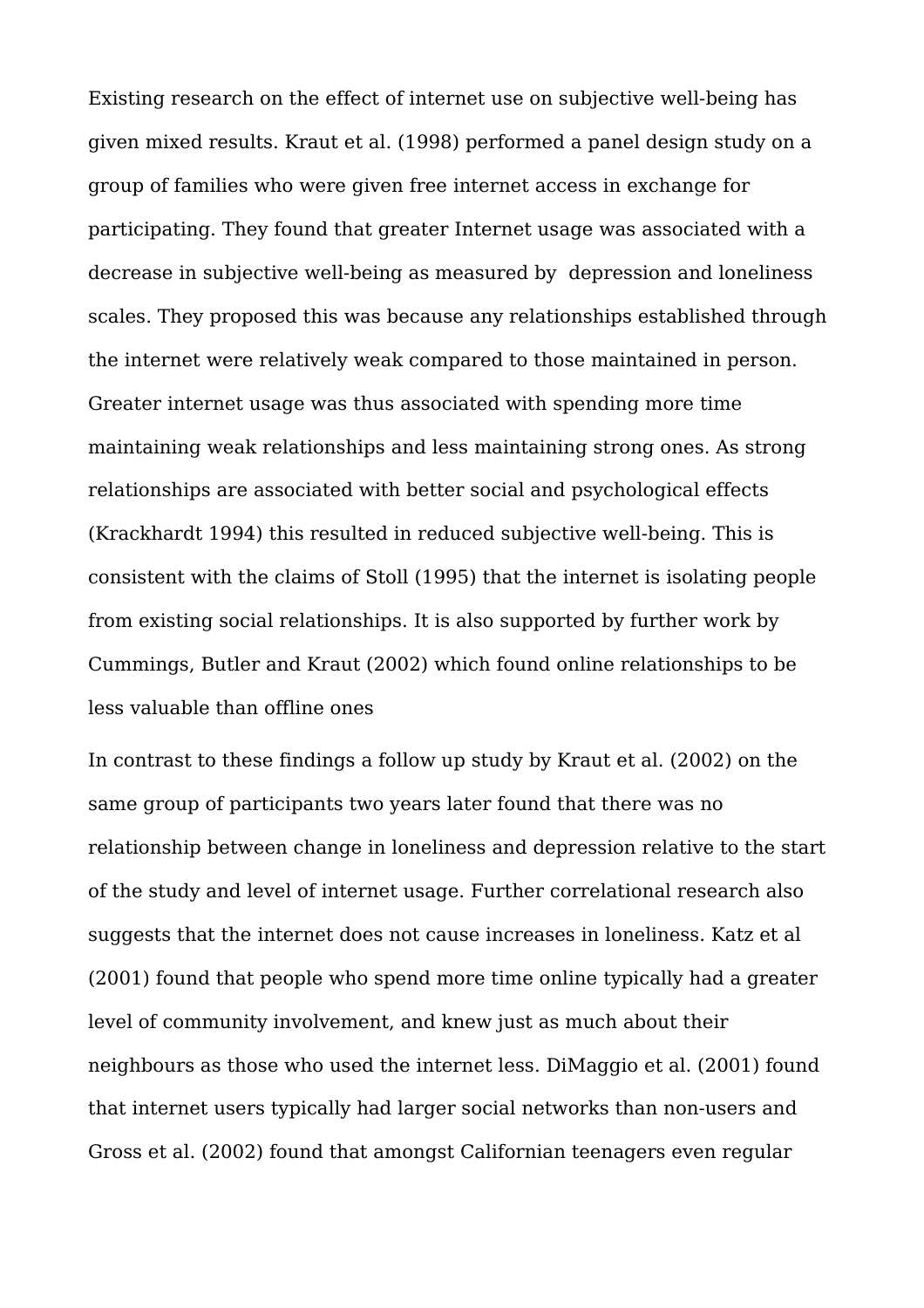Existing research on the effect of internet use on subjective well-being has given mixed results. Kraut et al. (1998) performed a panel design study on a group of families who were given free internet access in exchange for participating. They found that greater Internet usage was associated with a decrease in subjective well-being as measured by  depression and loneliness scales. They proposed this was because any relationships established through the internet were relatively weak compared to those maintained in person. Greater internet usage was thus associated with spending more time maintaining weak relationships and less maintaining strong ones. As strong relationships are associated with better social and psychological effects (Krackhardt 1994) this resulted in reduced subjective well-being. This is consistent with the claims of Stoll (1995) that the internet is isolating people from existing social relationships. It is also supported by further work by Cummings, Butler and Kraut (2002) which found online relationships to be less valuable than offline ones

In contrast to these findings a follow up study by Kraut et al. (2002) on the same group of participants two years later found that there was no relationship between change in loneliness and depression relative to the start of the study and level of internet usage. Further correlational research also suggests that the internet does not cause increases in loneliness. Katz et al (2001) found that people who spend more time online typically had a greater level of community involvement, and knew just as much about their neighbours as those who used the internet less. DiMaggio et al. (2001) found that internet users typically had larger social networks than non-users and Gross et al. (2002) found that amongst Californian teenagers even regular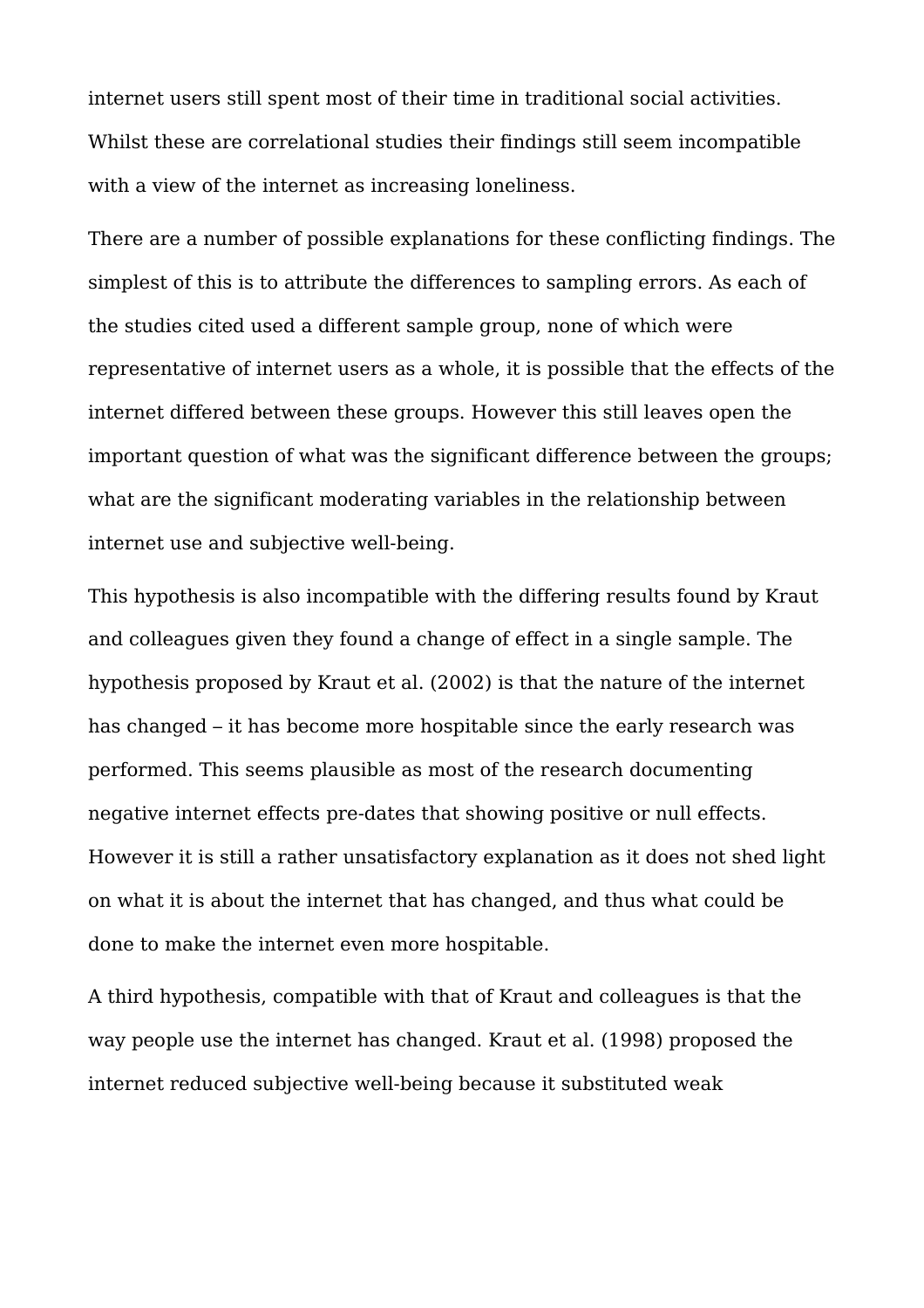internet users still spent most of their time in traditional social activities. Whilst these are correlational studies their findings still seem incompatible with a view of the internet as increasing loneliness.

There are a number of possible explanations for these conflicting findings. The simplest of this is to attribute the differences to sampling errors. As each of the studies cited used a different sample group, none of which were representative of internet users as a whole, it is possible that the effects of the internet differed between these groups. However this still leaves open the important question of what was the significant difference between the groups; what are the significant moderating variables in the relationship between internet use and subjective well-being.

This hypothesis is also incompatible with the differing results found by Kraut and colleagues given they found a change of effect in a single sample. The hypothesis proposed by Kraut et al. (2002) is that the nature of the internet has changed – it has become more hospitable since the early research was performed. This seems plausible as most of the research documenting negative internet effects pre-dates that showing positive or null effects. However it is still a rather unsatisfactory explanation as it does not shed light on what it is about the internet that has changed, and thus what could be done to make the internet even more hospitable.

A third hypothesis, compatible with that of Kraut and colleagues is that the way people use the internet has changed. Kraut et al. (1998) proposed the internet reduced subjective well-being because it substituted weak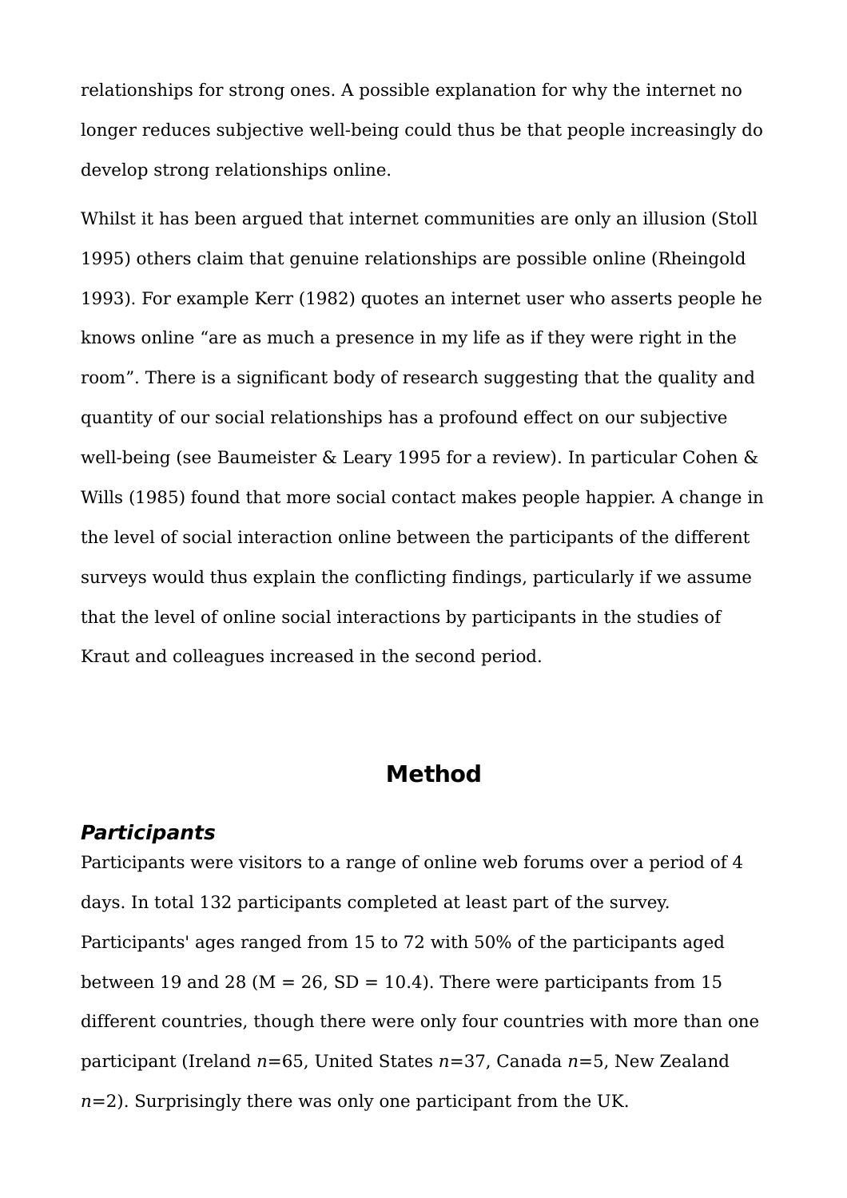relationships for strong ones. A possible explanation for why the internet no longer reduces subjective well-being could thus be that people increasingly do develop strong relationships online.

Whilst it has been argued that internet communities are only an illusion (Stoll 1995) others claim that genuine relationships are possible online (Rheingold 1993). For example Kerr (1982) quotes an internet user who asserts people he knows online “are as much a presence in my life as if they were right in the room”. There is a significant body of research suggesting that the quality and quantity of our social relationships has a profound effect on our subjective well-being (see Baumeister & Leary 1995 for a review). In particular Cohen & Wills (1985) found that more social contact makes people happier. A change in the level of social interaction online between the participants of the different surveys would thus explain the conflicting findings, particularly if we assume that the level of online social interactions by participants in the studies of Kraut and colleagues increased in the second period.

## Method

### *Participants*

Participants were visitors to a range of online web forums over a period of 4 days. In total 132 participants completed at least part of the survey. Participants' ages ranged from 15 to 72 with 50% of the participants aged between 19 and 28 (M = 26, SD = 10.4). There were participants from 15 different countries, though there were only four countries with more than one participant (Ireland $n$=65, United States $n$=37, Canada $n$=5, New Zealand $n$=2). Surprisingly there was only one participant from the UK.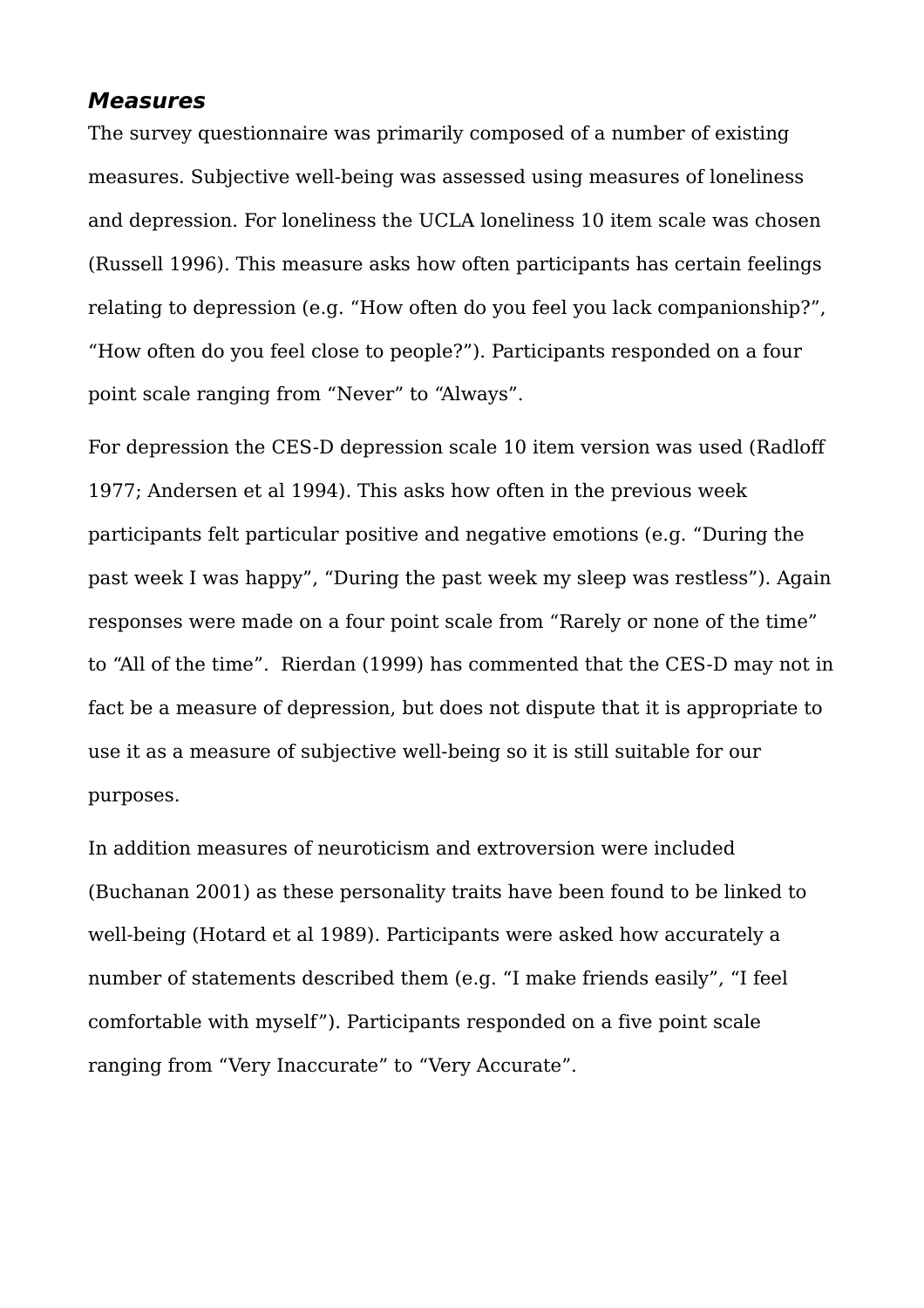### *Measures*

The survey questionnaire was primarily composed of a number of existing measures. Subjective well-being was assessed using measures of loneliness and depression. For loneliness the UCLA loneliness 10 item scale was chosen (Russell 1996). This measure asks how often participants has certain feelings relating to depression (e.g. “How often do you feel you lack companionship?”, “How often do you feel close to people?”). Participants responded on a four point scale ranging from “Never” to “Always”.

For depression the CES-D depression scale 10 item version was used (Radloff 1977; Andersen et al 1994). This asks how often in the previous week participants felt particular positive and negative emotions (e.g. “During the past week I was happy”, “During the past week my sleep was restless”). Again responses were made on a four point scale from “Rarely or none of the time” to “All of the time”. Rierdan (1999) has commented that the CES-D may not in fact be a measure of depression, but does not dispute that it is appropriate to use it as a measure of subjective well-being so it is still suitable for our purposes.

In addition measures of neuroticism and extroversion were included (Buchanan 2001) as these personality traits have been found to be linked to well-being (Hotard et al 1989). Participants were asked how accurately a number of statements described them (e.g. “I make friends easily”, “I feel comfortable with myself”). Participants responded on a five point scale ranging from “Very Inaccurate” to “Very Accurate”.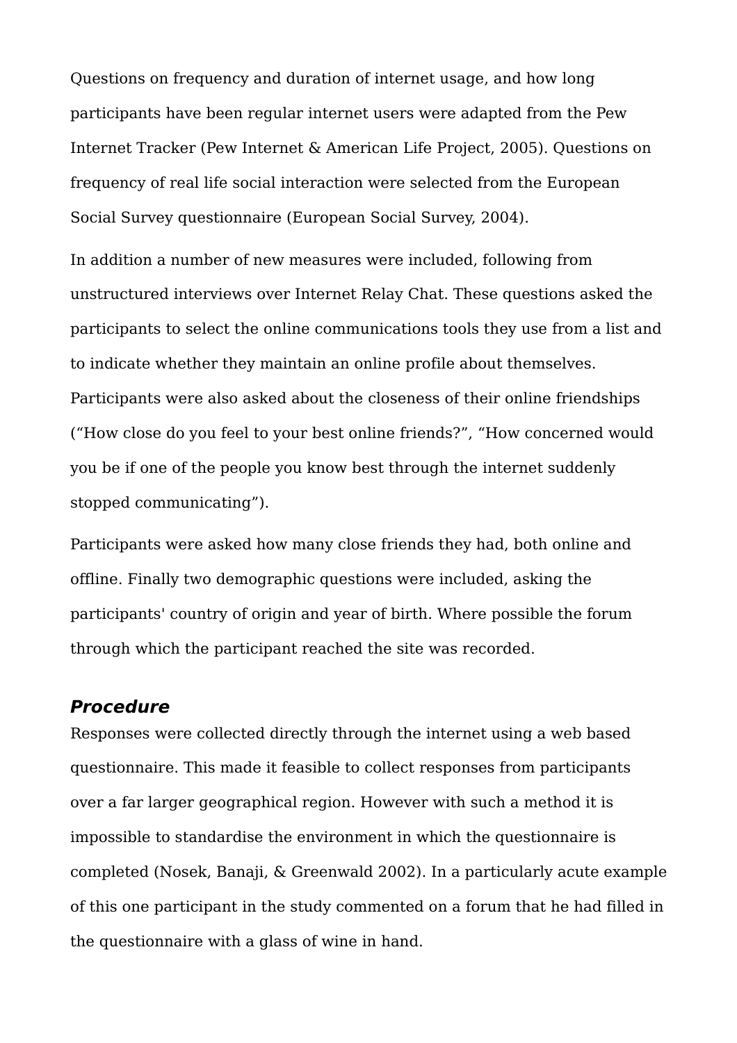Questions on frequency and duration of internet usage, and how long participants have been regular internet users were adapted from the Pew Internet Tracker (Pew Internet & American Life Project, 2005). Questions on frequency of real life social interaction were selected from the European Social Survey questionnaire (European Social Survey, 2004).

In addition a number of new measures were included, following from unstructured interviews over Internet Relay Chat. These questions asked the participants to select the online communications tools they use from a list and to indicate whether they maintain an online profile about themselves. Participants were also asked about the closeness of their online friendships (“How close do you feel to your best online friends?”, “How concerned would you be if one of the people you know best through the internet suddenly stopped communicating”).

Participants were asked how many close friends they had, both online and offline. Finally two demographic questions were included, asking the participants' country of origin and year of birth. Where possible the forum through which the participant reached the site was recorded.

### ***Procedure***

Responses were collected directly through the internet using a web based questionnaire. This made it feasible to collect responses from participants over a far larger geographical region. However with such a method it is impossible to standardise the environment in which the questionnaire is completed (Nosek, Banaji, & Greenwald 2002). In a particularly acute example of this one participant in the study commented on a forum that he had filled in the questionnaire with a glass of wine in hand.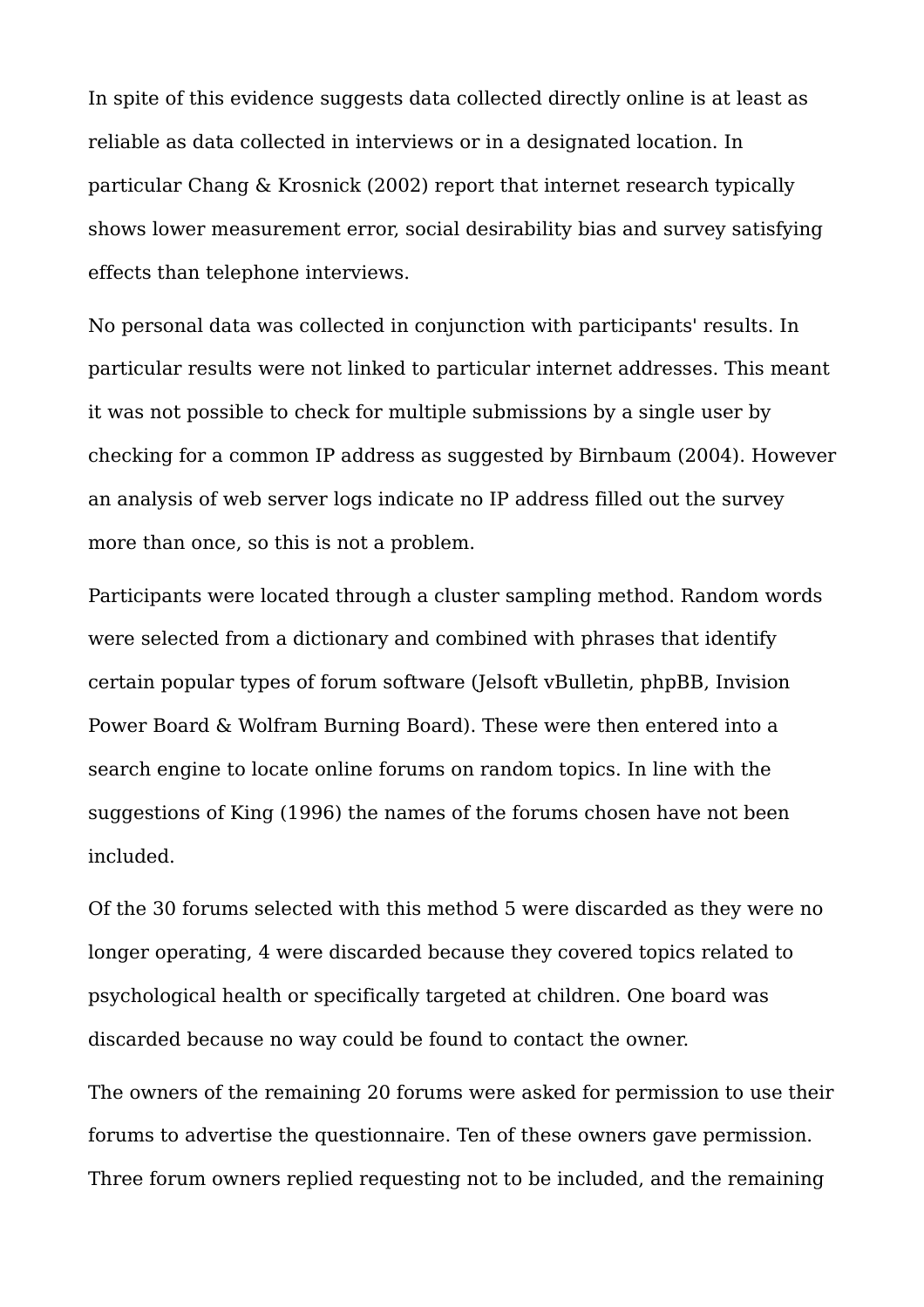In spite of this evidence suggests data collected directly online is at least as reliable as data collected in interviews or in a designated location. In particular Chang & Krosnick (2002) report that internet research typically shows lower measurement error, social desirability bias and survey satisfying effects than telephone interviews.

No personal data was collected in conjunction with participants' results. In particular results were not linked to particular internet addresses. This meant it was not possible to check for multiple submissions by a single user by checking for a common IP address as suggested by Birnbaum (2004). However an analysis of web server logs indicate no IP address filled out the survey more than once, so this is not a problem.

Participants were located through a cluster sampling method. Random words were selected from a dictionary and combined with phrases that identify certain popular types of forum software (Jelsoft vBulletin, phpBB, Invision Power Board & Wolfram Burning Board). These were then entered into a search engine to locate online forums on random topics. In line with the suggestions of King (1996) the names of the forums chosen have not been included.

Of the 30 forums selected with this method 5 were discarded as they were no longer operating, 4 were discarded because they covered topics related to psychological health or specifically targeted at children. One board was discarded because no way could be found to contact the owner.

The owners of the remaining 20 forums were asked for permission to use their forums to advertise the questionnaire. Ten of these owners gave permission. Three forum owners replied requesting not to be included, and the remaining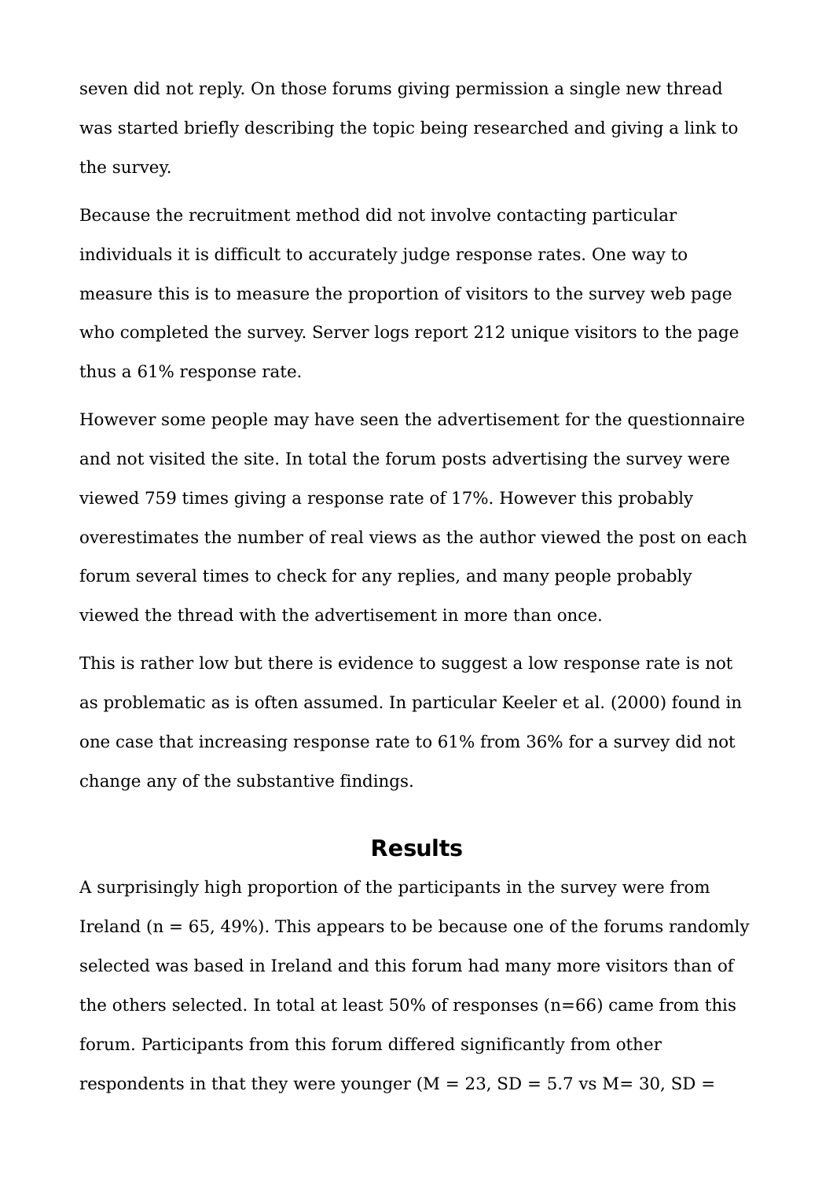seven did not reply. On those forums giving permission a single new thread was started briefly describing the topic being researched and giving a link to the survey.

Because the recruitment method did not involve contacting particular individuals it is difficult to accurately judge response rates. One way to measure this is to measure the proportion of visitors to the survey web page who completed the survey. Server logs report 212 unique visitors to the page thus a 61% response rate.

However some people may have seen the advertisement for the questionnaire and not visited the site. In total the forum posts advertising the survey were viewed 759 times giving a response rate of 17%. However this probably overestimates the number of real views as the author viewed the post on each forum several times to check for any replies, and many people probably viewed the thread with the advertisement in more than once.

This is rather low but there is evidence to suggest a low response rate is not as problematic as is often assumed. In particular Keeler et al. (2000) found in one case that increasing response rate to 61% from 36% for a survey did not change any of the substantive findings.

## Results

A surprisingly high proportion of the participants in the survey were from Ireland ($n = 65$, 49%). This appears to be because one of the forums randomly selected was based in Ireland and this forum had many more visitors than of the others selected. In total at least 50% of responses ($n=66$) came from this forum. Participants from this forum differed significantly from other respondents in that they were younger ($M = 23$, $SD = 5.7$ vs $M= 30$, $SD =$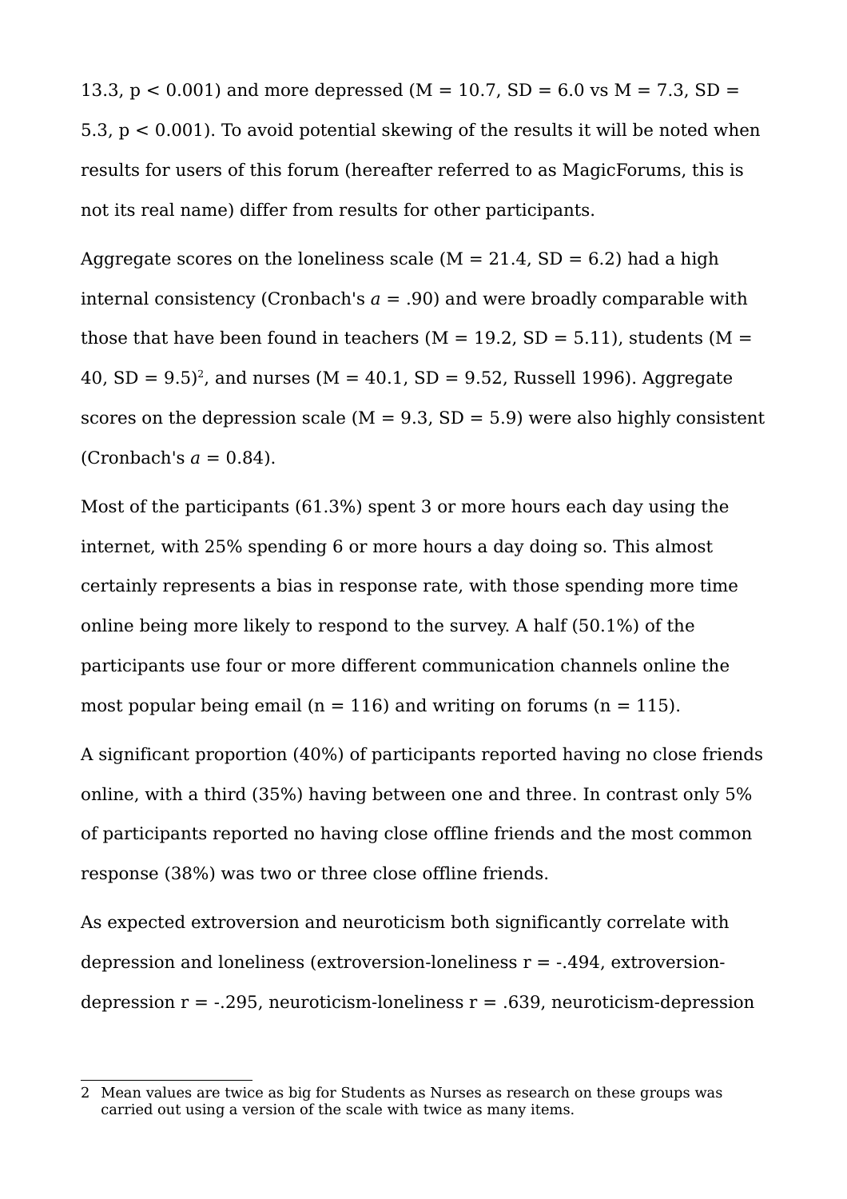13.3, $p < 0.001$) and more depressed (M = 10.7, SD = 6.0 vs M = 7.3, SD = 5.3, $p < 0.001$). To avoid potential skewing of the results it will be noted when results for users of this forum (hereafter referred to as MagicForums, this is not its real name) differ from results for other participants.

Aggregate scores on the loneliness scale (M = 21.4, SD = 6.2) had a high internal consistency (Cronbach's $a = .90$) and were broadly comparable with those that have been found in teachers (M = 19.2, SD = 5.11), students (M = 40, SD = 9.5)[2], and nurses (M = 40.1, SD = 9.52, Russell 1996). Aggregate scores on the depression scale (M = 9.3, SD = 5.9) were also highly consistent (Cronbach's $a = 0.84$).

Most of the participants (61.3%) spent 3 or more hours each day using the internet, with 25% spending 6 or more hours a day doing so. This almost certainly represents a bias in response rate, with those spending more time online being more likely to respond to the survey. A half (50.1%) of the participants use four or more different communication channels online the most popular being email (n = 116) and writing on forums (n = 115).

A significant proportion (40%) of participants reported having no close friends online, with a third (35%) having between one and three. In contrast only 5% of participants reported no having close offline friends and the most common response (38%) was two or three close offline friends.

As expected extroversion and neuroticism both significantly correlate with depression and loneliness (extroversion-loneliness $r = -.494$, extroversion-depression $r = -.295$, neuroticism-loneliness $r = .639$, neuroticism-depression

2 Mean values are twice as big for Students as Nurses as research on these groups was carried out using a version of the scale with twice as many items.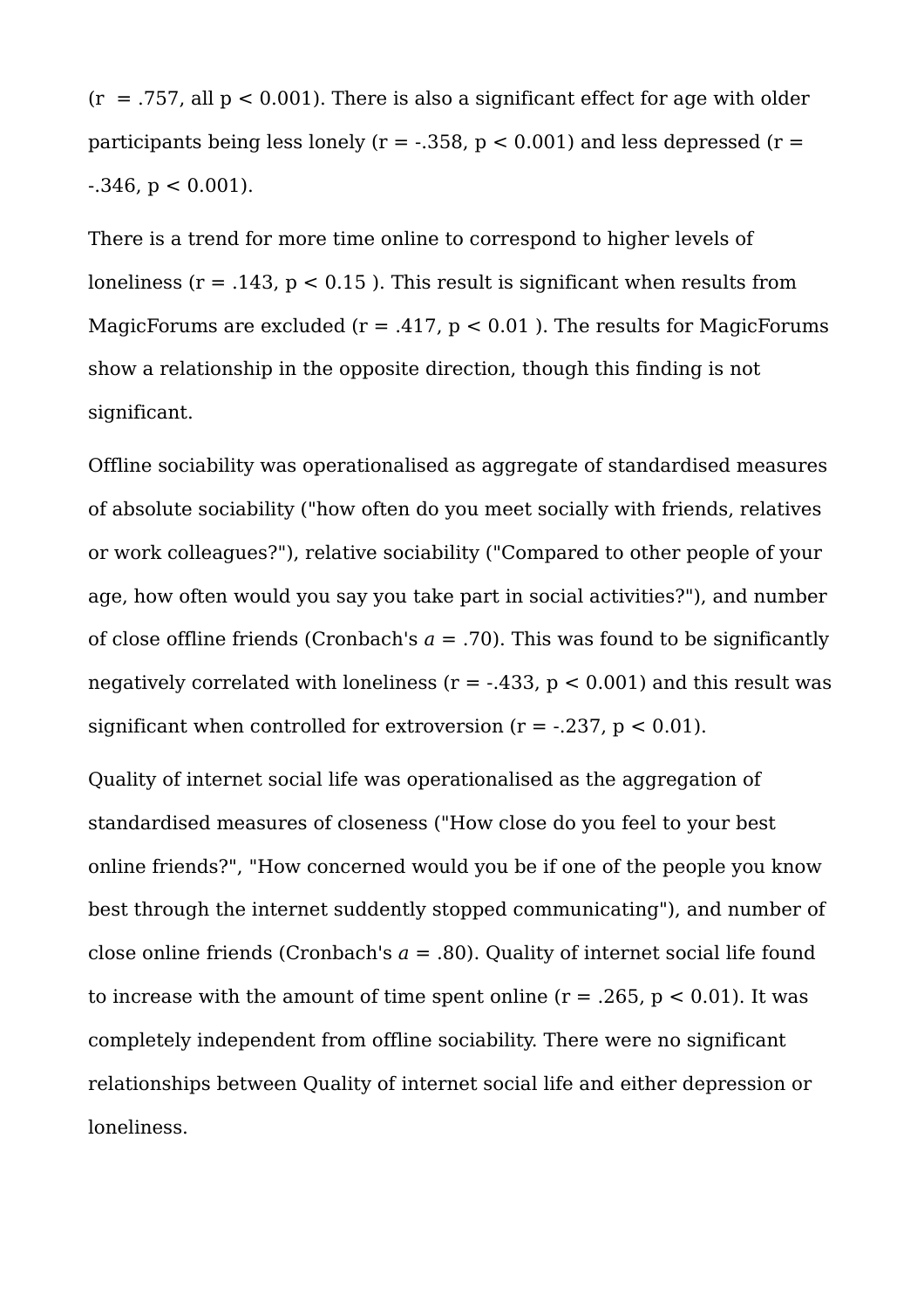($r = .757$, all $p < 0.001$). There is also a significant effect for age with older participants being less lonely ($r = -.358$, $p < 0.001$) and less depressed ($r = -.346$, $p < 0.001$).

There is a trend for more time online to correspond to higher levels of loneliness ($r = .143$, $p < 0.15$ ). This result is significant when results from MagicForums are excluded ($r = .417$, $p < 0.01$ ). The results for MagicForums show a relationship in the opposite direction, though this finding is not significant.

Offline sociability was operationalised as aggregate of standardised measures of absolute sociability ("how often do you meet socially with friends, relatives or work colleagues?"), relative sociability ("Compared to other people of your age, how often would you say you take part in social activities?"), and number of close offline friends (Cronbach's $a = .70$). This was found to be significantly negatively correlated with loneliness ($r = -.433$, $p < 0.001$) and this result was significant when controlled for extroversion ($r = -.237$, $p < 0.01$).

Quality of internet social life was operationalised as the aggregation of standardised measures of closeness ("How close do you feel to your best online friends?", "How concerned would you be if one of the people you know best through the internet suddently stopped communicating"), and number of close online friends (Cronbach's $a = .80$). Quality of internet social life found to increase with the amount of time spent online ($r = .265$, $p < 0.01$). It was completely independent from offline sociability. There were no significant relationships between Quality of internet social life and either depression or loneliness.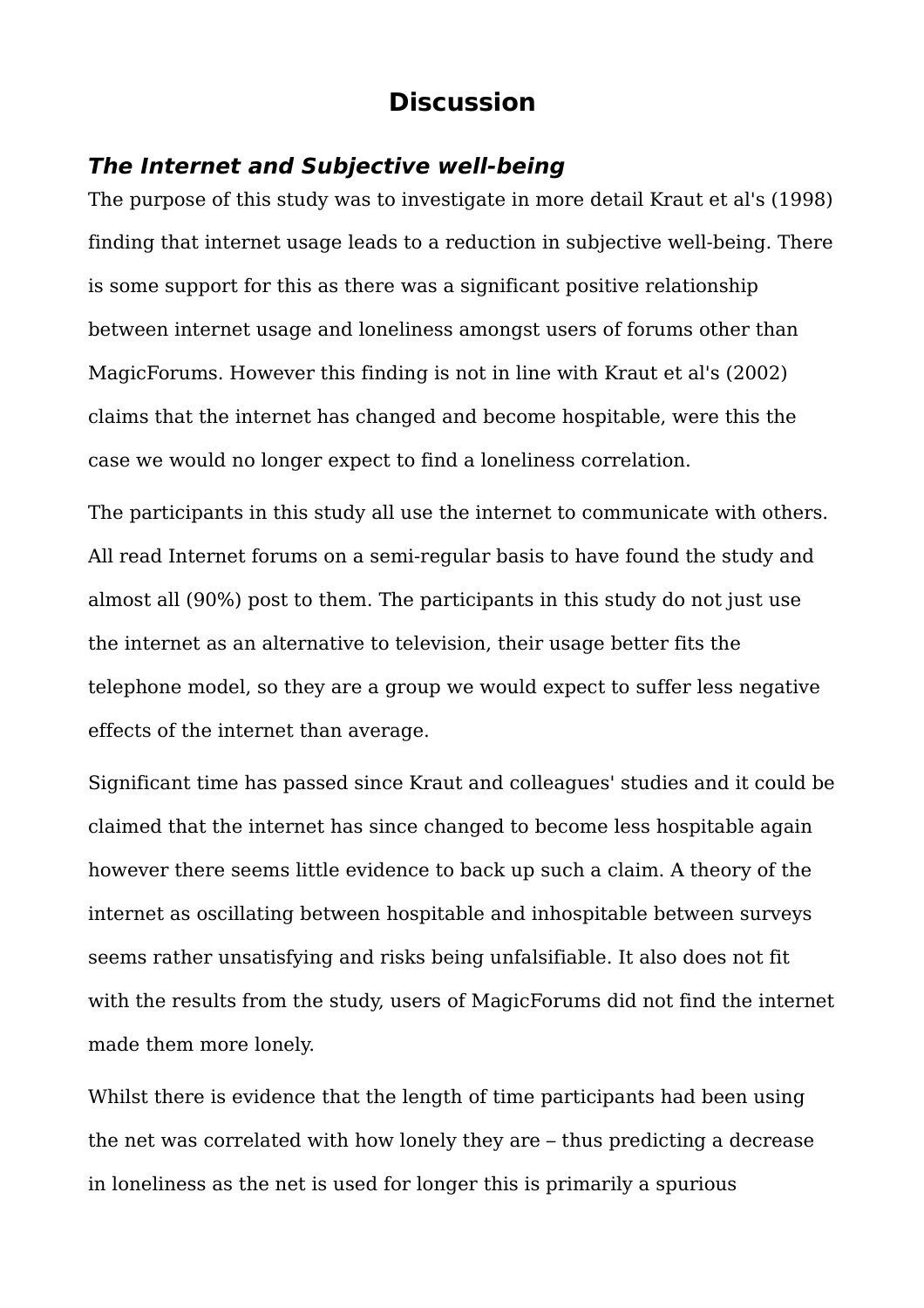# Discussion

## *The Internet and Subjective well-being*

The purpose of this study was to investigate in more detail Kraut et al's (1998) finding that internet usage leads to a reduction in subjective well-being. There is some support for this as there was a significant positive relationship between internet usage and loneliness amongst users of forums other than MagicForums. However this finding is not in line with Kraut et al's (2002) claims that the internet has changed and become hospitable, were this the case we would no longer expect to find a loneliness correlation.

The participants in this study all use the internet to communicate with others. All read Internet forums on a semi-regular basis to have found the study and almost all (90%) post to them. The participants in this study do not just use the internet as an alternative to television, their usage better fits the telephone model, so they are a group we would expect to suffer less negative effects of the internet than average.

Significant time has passed since Kraut and colleagues' studies and it could be claimed that the internet has since changed to become less hospitable again however there seems little evidence to back up such a claim. A theory of the internet as oscillating between hospitable and inhospitable between surveys seems rather unsatisfying and risks being unfalsifiable. It also does not fit with the results from the study, users of MagicForums did not find the internet made them more lonely.

Whilst there is evidence that the length of time participants had been using the net was correlated with how lonely they are – thus predicting a decrease in loneliness as the net is used for longer this is primarily a spurious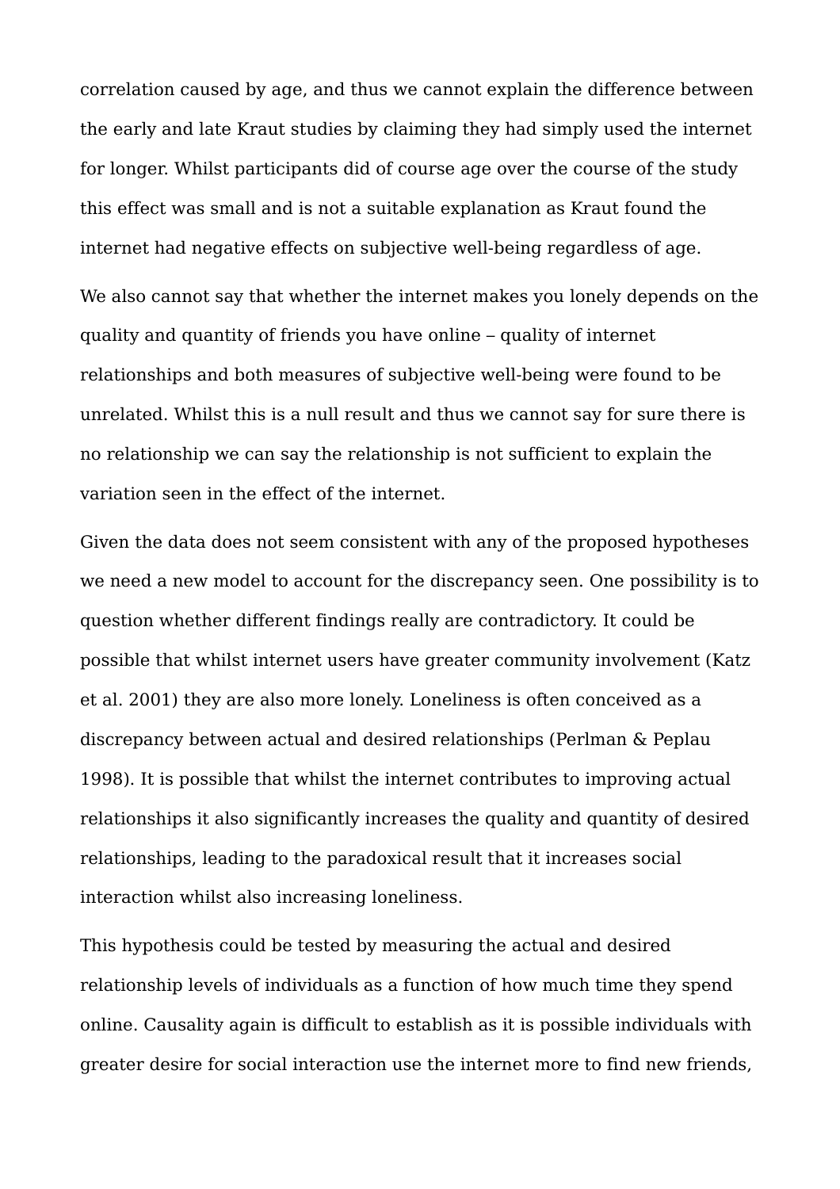correlation caused by age, and thus we cannot explain the difference between the early and late Kraut studies by claiming they had simply used the internet for longer. Whilst participants did of course age over the course of the study this effect was small and is not a suitable explanation as Kraut found the internet had negative effects on subjective well-being regardless of age.

We also cannot say that whether the internet makes you lonely depends on the quality and quantity of friends you have online – quality of internet relationships and both measures of subjective well-being were found to be unrelated. Whilst this is a null result and thus we cannot say for sure there is no relationship we can say the relationship is not sufficient to explain the variation seen in the effect of the internet.

Given the data does not seem consistent with any of the proposed hypotheses we need a new model to account for the discrepancy seen. One possibility is to question whether different findings really are contradictory. It could be possible that whilst internet users have greater community involvement (Katz et al. 2001) they are also more lonely. Loneliness is often conceived as a discrepancy between actual and desired relationships (Perlman & Peplau 1998). It is possible that whilst the internet contributes to improving actual relationships it also significantly increases the quality and quantity of desired relationships, leading to the paradoxical result that it increases social interaction whilst also increasing loneliness.

This hypothesis could be tested by measuring the actual and desired relationship levels of individuals as a function of how much time they spend online. Causality again is difficult to establish as it is possible individuals with greater desire for social interaction use the internet more to find new friends,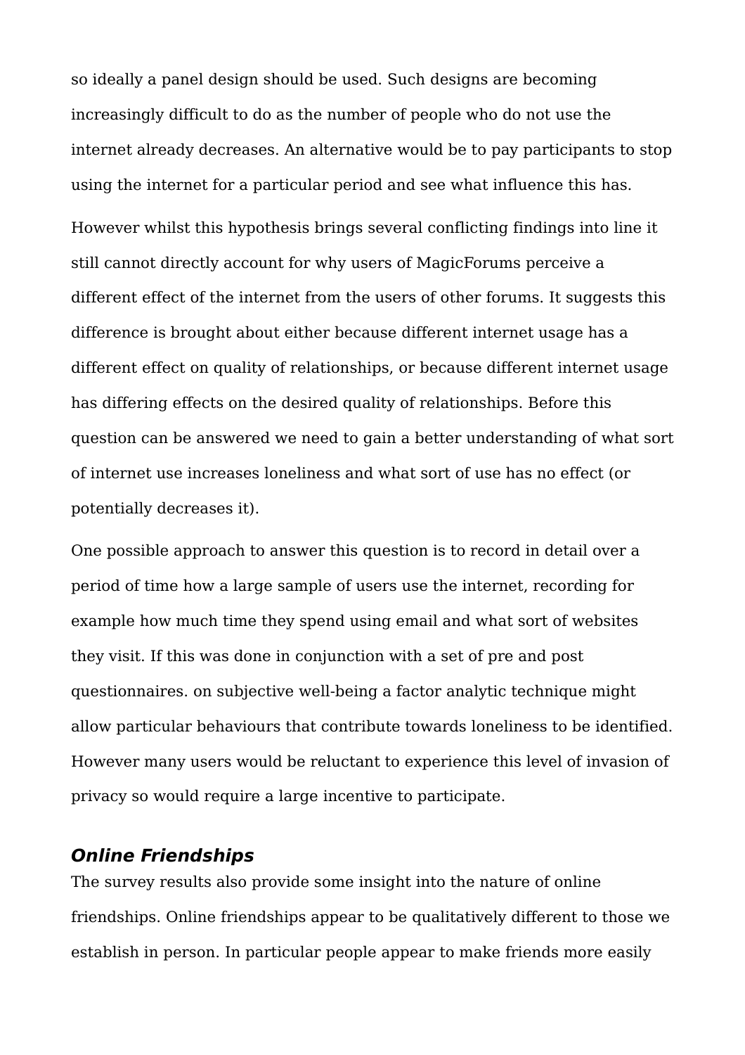so ideally a panel design should be used. Such designs are becoming increasingly difficult to do as the number of people who do not use the internet already decreases. An alternative would be to pay participants to stop using the internet for a particular period and see what influence this has.

However whilst this hypothesis brings several conflicting findings into line it still cannot directly account for why users of MagicForums perceive a different effect of the internet from the users of other forums. It suggests this difference is brought about either because different internet usage has a different effect on quality of relationships, or because different internet usage has differing effects on the desired quality of relationships. Before this question can be answered we need to gain a better understanding of what sort of internet use increases loneliness and what sort of use has no effect (or potentially decreases it).

One possible approach to answer this question is to record in detail over a period of time how a large sample of users use the internet, recording for example how much time they spend using email and what sort of websites they visit. If this was done in conjunction with a set of pre and post questionnaires. on subjective well-being a factor analytic technique might allow particular behaviours that contribute towards loneliness to be identified. However many users would be reluctant to experience this level of invasion of privacy so would require a large incentive to participate.

### *Online Friendships*

The survey results also provide some insight into the nature of online friendships. Online friendships appear to be qualitatively different to those we establish in person. In particular people appear to make friends more easily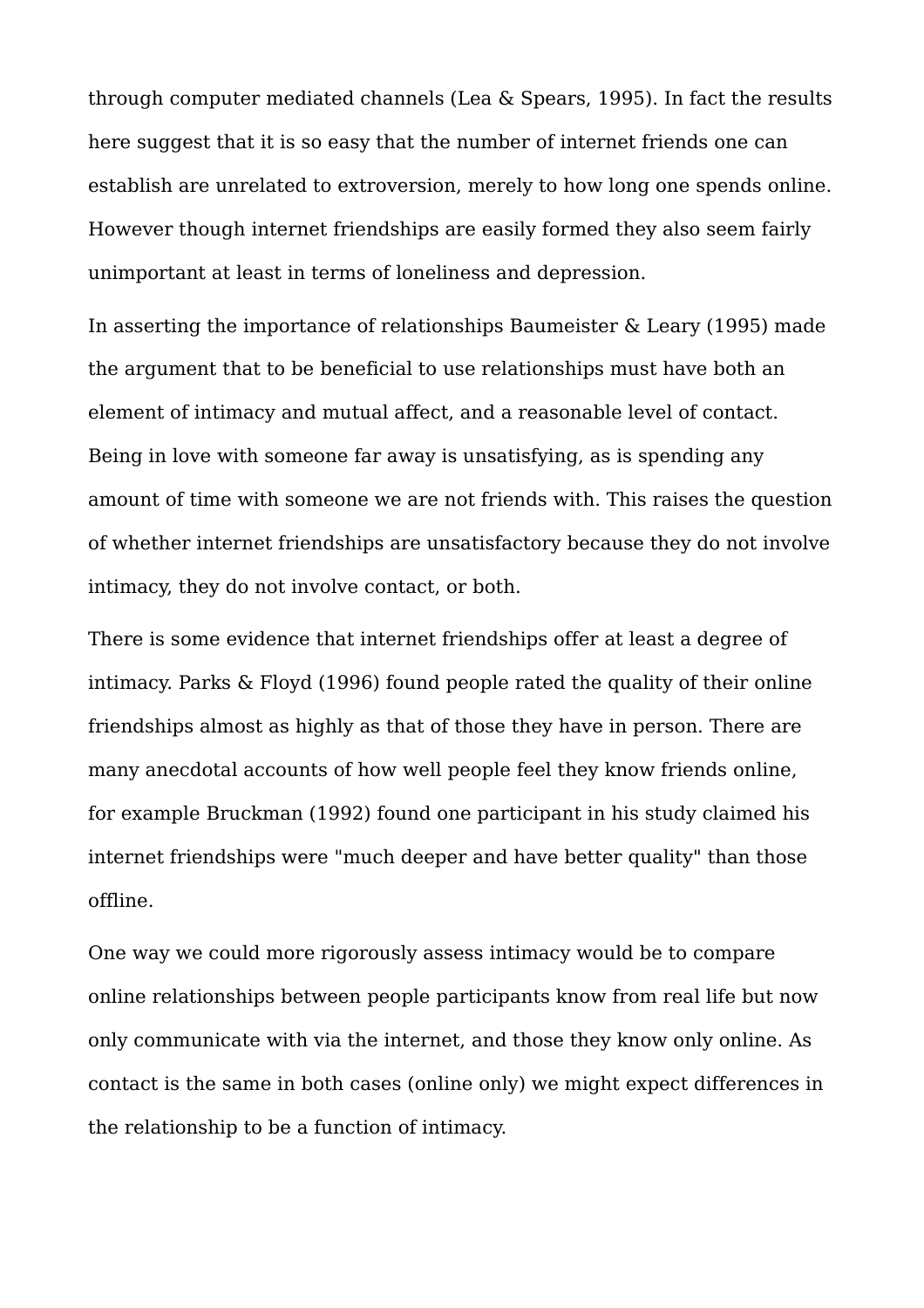through computer mediated channels (Lea & Spears, 1995). In fact the results here suggest that it is so easy that the number of internet friends one can establish are unrelated to extroversion, merely to how long one spends online. However though internet friendships are easily formed they also seem fairly unimportant at least in terms of loneliness and depression.

In asserting the importance of relationships Baumeister & Leary (1995) made the argument that to be beneficial to use relationships must have both an element of intimacy and mutual affect, and a reasonable level of contact. Being in love with someone far away is unsatisfying, as is spending any amount of time with someone we are not friends with. This raises the question of whether internet friendships are unsatisfactory because they do not involve intimacy, they do not involve contact, or both.

There is some evidence that internet friendships offer at least a degree of intimacy. Parks & Floyd (1996) found people rated the quality of their online friendships almost as highly as that of those they have in person. There are many anecdotal accounts of how well people feel they know friends online, for example Bruckman (1992) found one participant in his study claimed his internet friendships were "much deeper and have better quality" than those offline.

One way we could more rigorously assess intimacy would be to compare online relationships between people participants know from real life but now only communicate with via the internet, and those they know only online. As contact is the same in both cases (online only) we might expect differences in the relationship to be a function of intimacy.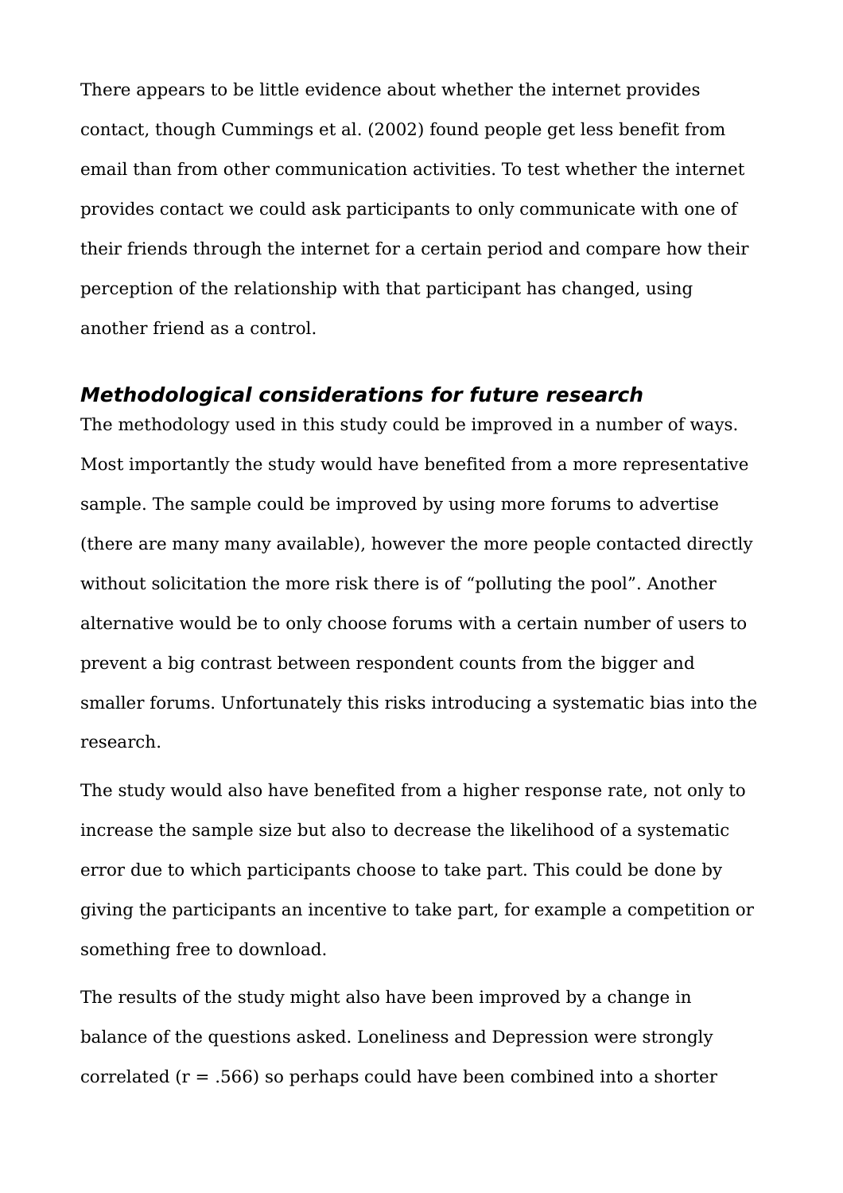There appears to be little evidence about whether the internet provides contact, though Cummings et al. (2002) found people get less benefit from email than from other communication activities. To test whether the internet provides contact we could ask participants to only communicate with one of their friends through the internet for a certain period and compare how their perception of the relationship with that participant has changed, using another friend as a control.

### *Methodological considerations for future research*

The methodology used in this study could be improved in a number of ways. Most importantly the study would have benefited from a more representative sample. The sample could be improved by using more forums to advertise (there are many many available), however the more people contacted directly without solicitation the more risk there is of “polluting the pool”. Another alternative would be to only choose forums with a certain number of users to prevent a big contrast between respondent counts from the bigger and smaller forums. Unfortunately this risks introducing a systematic bias into the research.

The study would also have benefited from a higher response rate, not only to increase the sample size but also to decrease the likelihood of a systematic error due to which participants choose to take part. This could be done by giving the participants an incentive to take part, for example a competition or something free to download.

The results of the study might also have been improved by a change in balance of the questions asked. Loneliness and Depression were strongly correlated ($r = .566$) so perhaps could have been combined into a shorter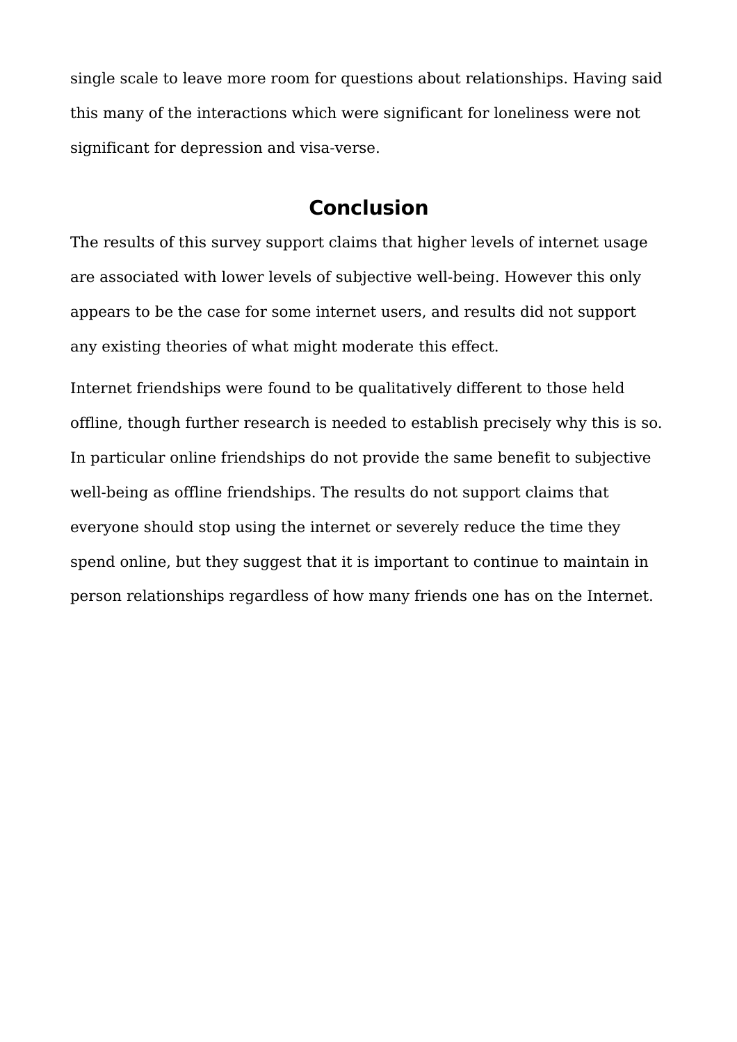single scale to leave more room for questions about relationships. Having said this many of the interactions which were significant for loneliness were not significant for depression and visa-verse.

## Conclusion

The results of this survey support claims that higher levels of internet usage are associated with lower levels of subjective well-being. However this only appears to be the case for some internet users, and results did not support any existing theories of what might moderate this effect.

Internet friendships were found to be qualitatively different to those held offline, though further research is needed to establish precisely why this is so. In particular online friendships do not provide the same benefit to subjective well-being as offline friendships. The results do not support claims that everyone should stop using the internet or severely reduce the time they spend online, but they suggest that it is important to continue to maintain in person relationships regardless of how many friends one has on the Internet.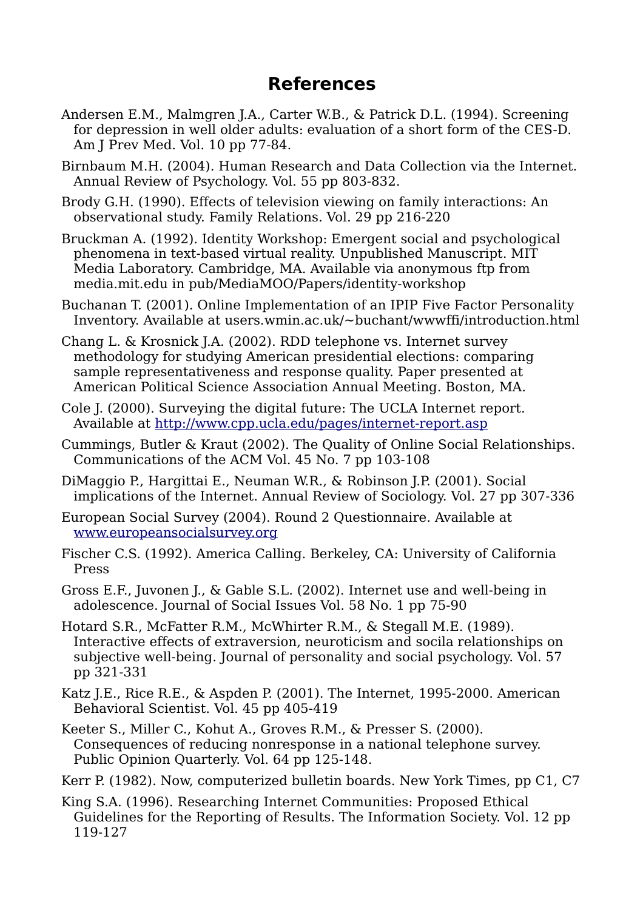# References

Andersen E.M., Malmgren J.A., Carter W.B., & Patrick D.L. (1994). Screening for depression in well older adults: evaluation of a short form of the CES-D. Am J Prev Med. Vol. 10 pp 77-84.

Birnbaum M.H. (2004). Human Research and Data Collection via the Internet. Annual Review of Psychology. Vol. 55 pp 803-832.

Brody G.H. (1990). Effects of television viewing on family interactions: An observational study. Family Relations. Vol. 29 pp 216-220

Bruckman A. (1992). Identity Workshop: Emergent social and psychological phenomena in text-based virtual reality. Unpublished Manuscript. MIT Media Laboratory. Cambridge, MA. Available via anonymous ftp from media.mit.edu in pub/MediaMOO/Papers/identity-workshop

Buchanan T. (2001). Online Implementation of an IPIP Five Factor Personality Inventory. Available at users.wmin.ac.uk/~buchant/wwwffi/introduction.html

Chang L. & Krosnick J.A. (2002). RDD telephone vs. Internet survey methodology for studying American presidential elections: comparing sample representativeness and response quality. Paper presented at American Political Science Association Annual Meeting. Boston, MA.

Cole J. (2000). Surveying the digital future: The UCLA Internet report. Available at [http://www.cpp.ucla.edu/pages/internet-report.asp](http://www.cpp.ucla.edu/pages/internet-report.asp)

Cummings, Butler & Kraut (2002). The Quality of Online Social Relationships. Communications of the ACM Vol. 45 No. 7 pp 103-108

DiMaggio P., Hargittai E., Neuman W.R., & Robinson J.P. (2001). Social implications of the Internet. Annual Review of Sociology. Vol. 27 pp 307-336

European Social Survey (2004). Round 2 Questionnaire. Available at [www.europeansocialsurvey.org](www.europeansocialsurvey.org)

Fischer C.S. (1992). America Calling. Berkeley, CA: University of California Press

Gross E.F., Juvonen J., & Gable S.L. (2002). Internet use and well-being in adolescence. Journal of Social Issues Vol. 58 No. 1 pp 75-90

Hotard S.R., McFatter R.M., McWhirter R.M., & Stegall M.E. (1989). Interactive effects of extraversion, neuroticism and socila relationships on subjective well-being. Journal of personality and social psychology. Vol. 57 pp 321-331

Katz J.E., Rice R.E., & Aspden P. (2001). The Internet, 1995-2000. American Behavioral Scientist. Vol. 45 pp 405-419

Keeter S., Miller C., Kohut A., Groves R.M., & Presser S. (2000). Consequences of reducing nonresponse in a national telephone survey. Public Opinion Quarterly. Vol. 64 pp 125-148.

Kerr P. (1982). Now, computerized bulletin boards. New York Times, pp C1, C7

King S.A. (1996). Researching Internet Communities: Proposed Ethical Guidelines for the Reporting of Results. The Information Society. Vol. 12 pp 119-127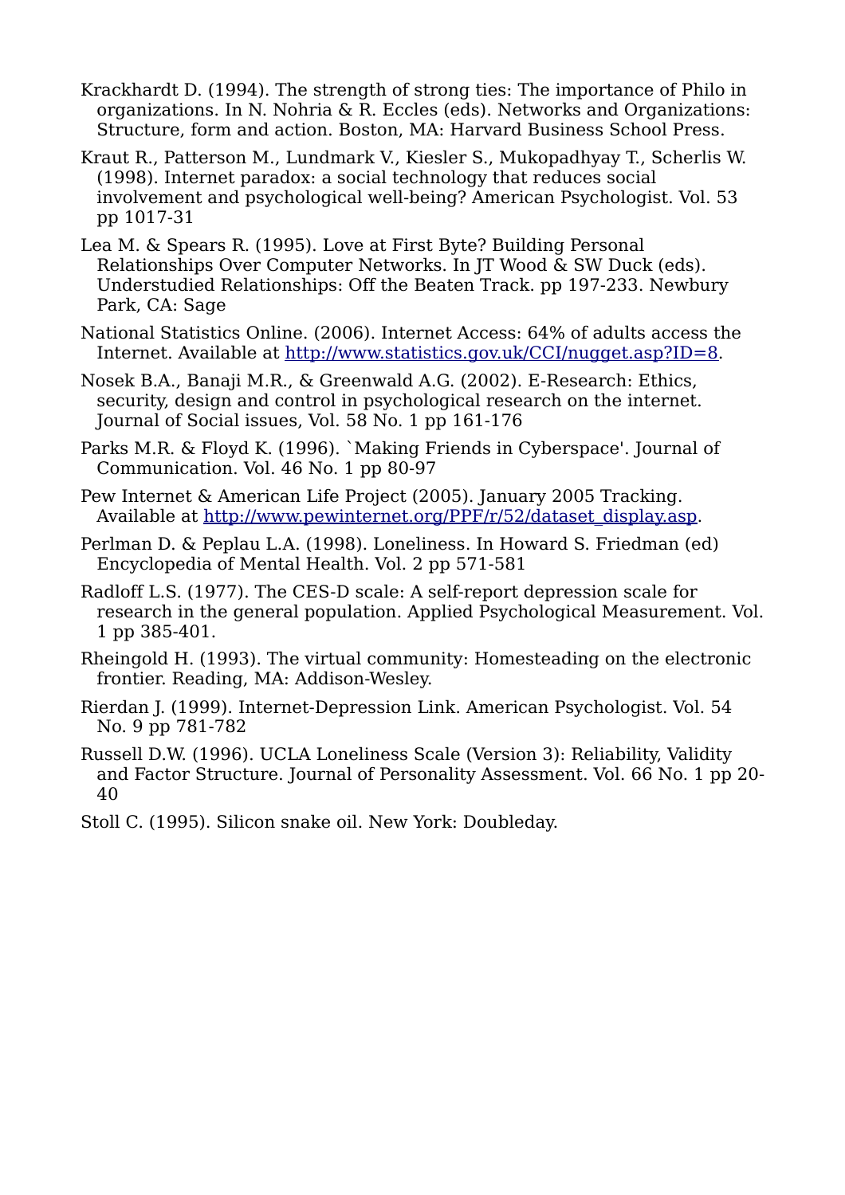Krackhardt D. (1994). The strength of strong ties: The importance of Philo in organizations. In N. Nohria & R. Eccles (eds). Networks and Organizations: Structure, form and action. Boston, MA: Harvard Business School Press.

Kraut R., Patterson M., Lundmark V., Kiesler S., Mukopadhyay T., Scherlis W. (1998). Internet paradox: a social technology that reduces social involvement and psychological well-being? American Psychologist. Vol. 53 pp 1017-31

Lea M. & Spears R. (1995). Love at First Byte? Building Personal Relationships Over Computer Networks. In JT Wood & SW Duck (eds). Understudied Relationships: Off the Beaten Track. pp 197-233. Newbury Park, CA: Sage

National Statistics Online. (2006). Internet Access: 64% of adults access the Internet. Available at http://www.statistics.gov.uk/CCI/nugget.asp?ID=8.

Nosek B.A., Banaji M.R., & Greenwald A.G. (2002). E-Research: Ethics, security, design and control in psychological research on the internet. Journal of Social issues, Vol. 58 No. 1 pp 161-176

Parks M.R. & Floyd K. (1996). `Making Friends in Cyberspace'. Journal of Communication. Vol. 46 No. 1 pp 80-97

Pew Internet & American Life Project (2005). January 2005 Tracking. Available at http://www.pewinternet.org/PPF/r/52/dataset_display.asp.

Perlman D. & Peplau L.A. (1998). Loneliness. In Howard S. Friedman (ed) Encyclopedia of Mental Health. Vol. 2 pp 571-581

Radloff L.S. (1977). The CES-D scale: A self-report depression scale for research in the general population. Applied Psychological Measurement. Vol. 1 pp 385-401.

Rheingold H. (1993). The virtual community: Homesteading on the electronic frontier. Reading, MA: Addison-Wesley.

Rierdan J. (1999). Internet-Depression Link. American Psychologist. Vol. 54 No. 9 pp 781-782

Russell D.W. (1996). UCLA Loneliness Scale (Version 3): Reliability, Validity and Factor Structure. Journal of Personality Assessment. Vol. 66 No. 1 pp 20-40

Stoll C. (1995). Silicon snake oil. New York: Doubleday.